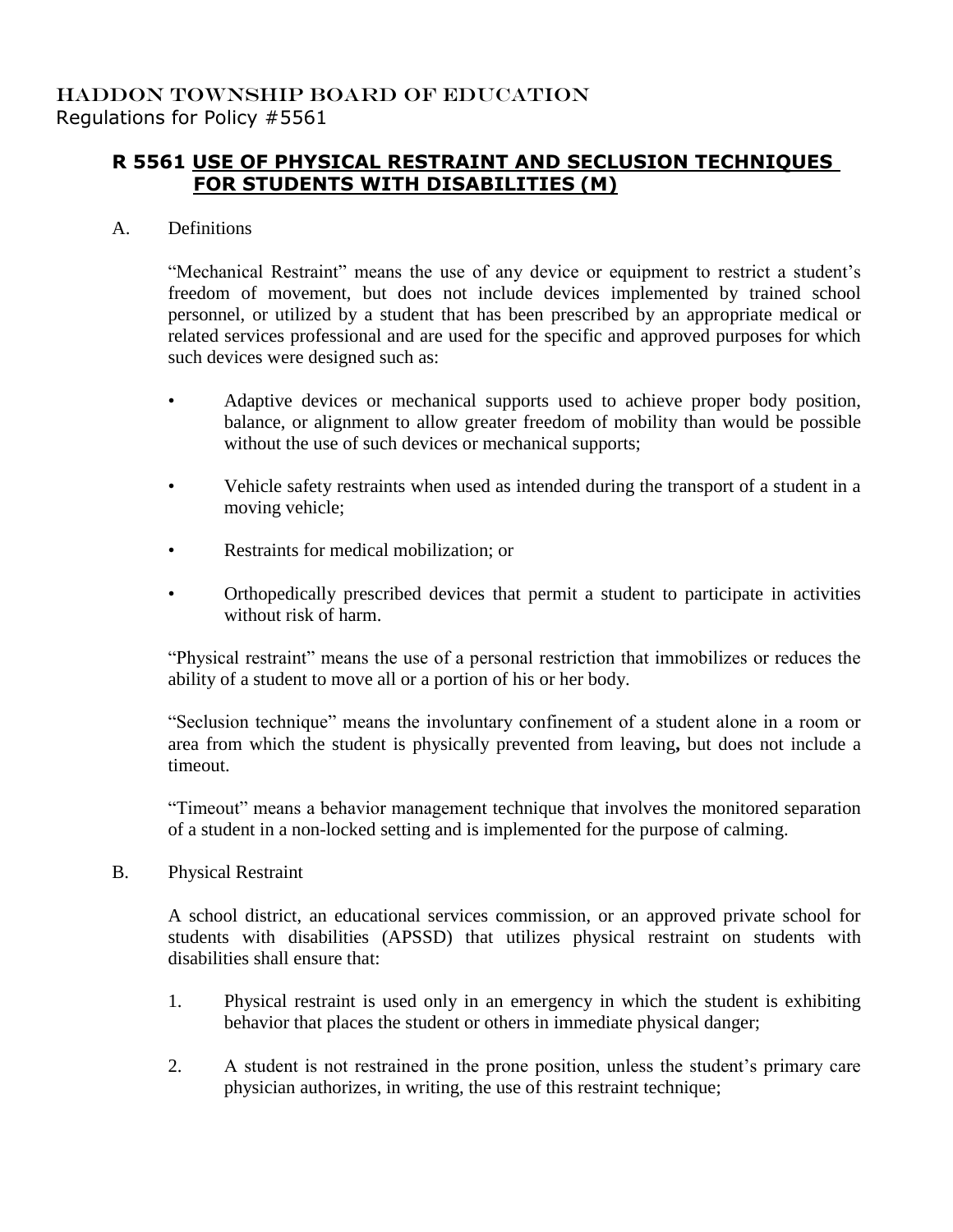HADDON TOWNSHIP BOARD OF EDUCATION
Regulations for Policy #5561

## R 5561 USE OF PHYSICAL RESTRAINT AND SECLUSION TECHNIQUES FOR STUDENTS WITH DISABILITIES (M)

A. Definitions

"Mechanical Restraint" means the use of any device or equipment to restrict a student's freedom of movement, but does not include devices implemented by trained school personnel, or utilized by a student that has been prescribed by an appropriate medical or related services professional and are used for the specific and approved purposes for which such devices were designed such as:

- Adaptive devices or mechanical supports used to achieve proper body position, balance, or alignment to allow greater freedom of mobility than would be possible without the use of such devices or mechanical supports;
- Vehicle safety restraints when used as intended during the transport of a student in a moving vehicle;
- Restraints for medical mobilization; or
- Orthopedically prescribed devices that permit a student to participate in activities without risk of harm.

"Physical restraint" means the use of a personal restriction that immobilizes or reduces the ability of a student to move all or a portion of his or her body.

"Seclusion technique" means the involuntary confinement of a student alone in a room or area from which the student is physically prevented from leaving**,** but does not include a timeout.

"Timeout" means a behavior management technique that involves the monitored separation of a student in a non-locked setting and is implemented for the purpose of calming.

B. Physical Restraint

A school district, an educational services commission, or an approved private school for students with disabilities (APSSD) that utilizes physical restraint on students with disabilities shall ensure that:

1. Physical restraint is used only in an emergency in which the student is exhibiting behavior that places the student or others in immediate physical danger;
2. A student is not restrained in the prone position, unless the student's primary care physician authorizes, in writing, the use of this restraint technique;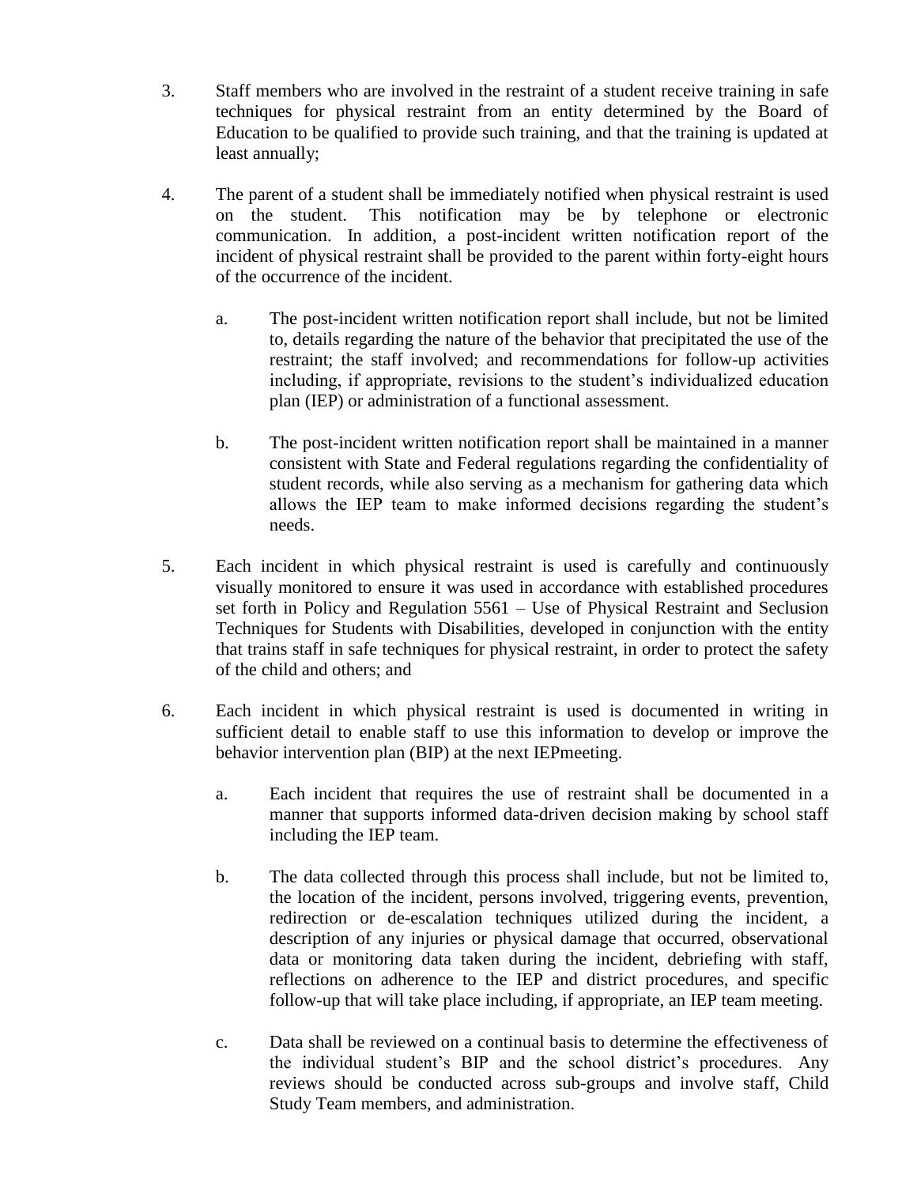3. Staff members who are involved in the restraint of a student receive training in safe techniques for physical restraint from an entity determined by the Board of Education to be qualified to provide such training, and that the training is updated at least annually;

4. The parent of a student shall be immediately notified when physical restraint is used on the student. This notification may be by telephone or electronic communication. In addition, a post-incident written notification report of the incident of physical restraint shall be provided to the parent within forty-eight hours of the occurrence of the incident.

   a. The post-incident written notification report shall include, but not be limited to, details regarding the nature of the behavior that precipitated the use of the restraint; the staff involved; and recommendations for follow-up activities including, if appropriate, revisions to the student's individualized education plan (IEP) or administration of a functional assessment.

   b. The post-incident written notification report shall be maintained in a manner consistent with State and Federal regulations regarding the confidentiality of student records, while also serving as a mechanism for gathering data which allows the IEP team to make informed decisions regarding the student's needs.

5. Each incident in which physical restraint is used is carefully and continuously visually monitored to ensure it was used in accordance with established procedures set forth in Policy and Regulation 5561 – Use of Physical Restraint and Seclusion Techniques for Students with Disabilities, developed in conjunction with the entity that trains staff in safe techniques for physical restraint, in order to protect the safety of the child and others; and

6. Each incident in which physical restraint is used is documented in writing in sufficient detail to enable staff to use this information to develop or improve the behavior intervention plan (BIP) at the next IEPmeeting.

   a. Each incident that requires the use of restraint shall be documented in a manner that supports informed data-driven decision making by school staff including the IEP team.

   b. The data collected through this process shall include, but not be limited to, the location of the incident, persons involved, triggering events, prevention, redirection or de-escalation techniques utilized during the incident, a description of any injuries or physical damage that occurred, observational data or monitoring data taken during the incident, debriefing with staff, reflections on adherence to the IEP and district procedures, and specific follow-up that will take place including, if appropriate, an IEP team meeting.

   c. Data shall be reviewed on a continual basis to determine the effectiveness of the individual student's BIP and the school district's procedures. Any reviews should be conducted across sub-groups and involve staff, Child Study Team members, and administration.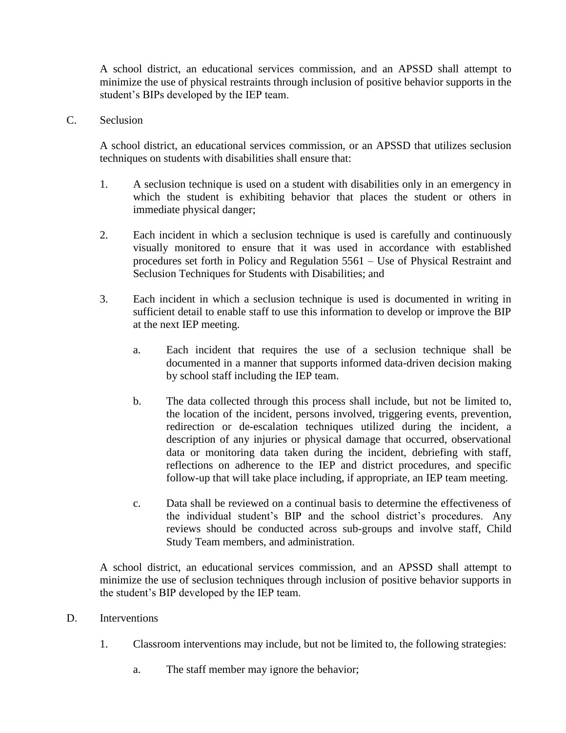A school district, an educational services commission, and an APSSD shall attempt to minimize the use of physical restraints through inclusion of positive behavior supports in the student's BIPs developed by the IEP team.

C. Seclusion

A school district, an educational services commission, or an APSSD that utilizes seclusion techniques on students with disabilities shall ensure that:

1. A seclusion technique is used on a student with disabilities only in an emergency in which the student is exhibiting behavior that places the student or others in immediate physical danger;

2. Each incident in which a seclusion technique is used is carefully and continuously visually monitored to ensure that it was used in accordance with established procedures set forth in Policy and Regulation 5561 – Use of Physical Restraint and Seclusion Techniques for Students with Disabilities; and

3. Each incident in which a seclusion technique is used is documented in writing in sufficient detail to enable staff to use this information to develop or improve the BIP at the next IEP meeting.

   a. Each incident that requires the use of a seclusion technique shall be documented in a manner that supports informed data-driven decision making by school staff including the IEP team.

   b. The data collected through this process shall include, but not be limited to, the location of the incident, persons involved, triggering events, prevention, redirection or de-escalation techniques utilized during the incident, a description of any injuries or physical damage that occurred, observational data or monitoring data taken during the incident, debriefing with staff, reflections on adherence to the IEP and district procedures, and specific follow-up that will take place including, if appropriate, an IEP team meeting.

   c. Data shall be reviewed on a continual basis to determine the effectiveness of the individual student's BIP and the school district's procedures. Any reviews should be conducted across sub-groups and involve staff, Child Study Team members, and administration.

A school district, an educational services commission, and an APSSD shall attempt to minimize the use of seclusion techniques through inclusion of positive behavior supports in the student's BIP developed by the IEP team.

D. Interventions

1. Classroom interventions may include, but not be limited to, the following strategies:

   a. The staff member may ignore the behavior;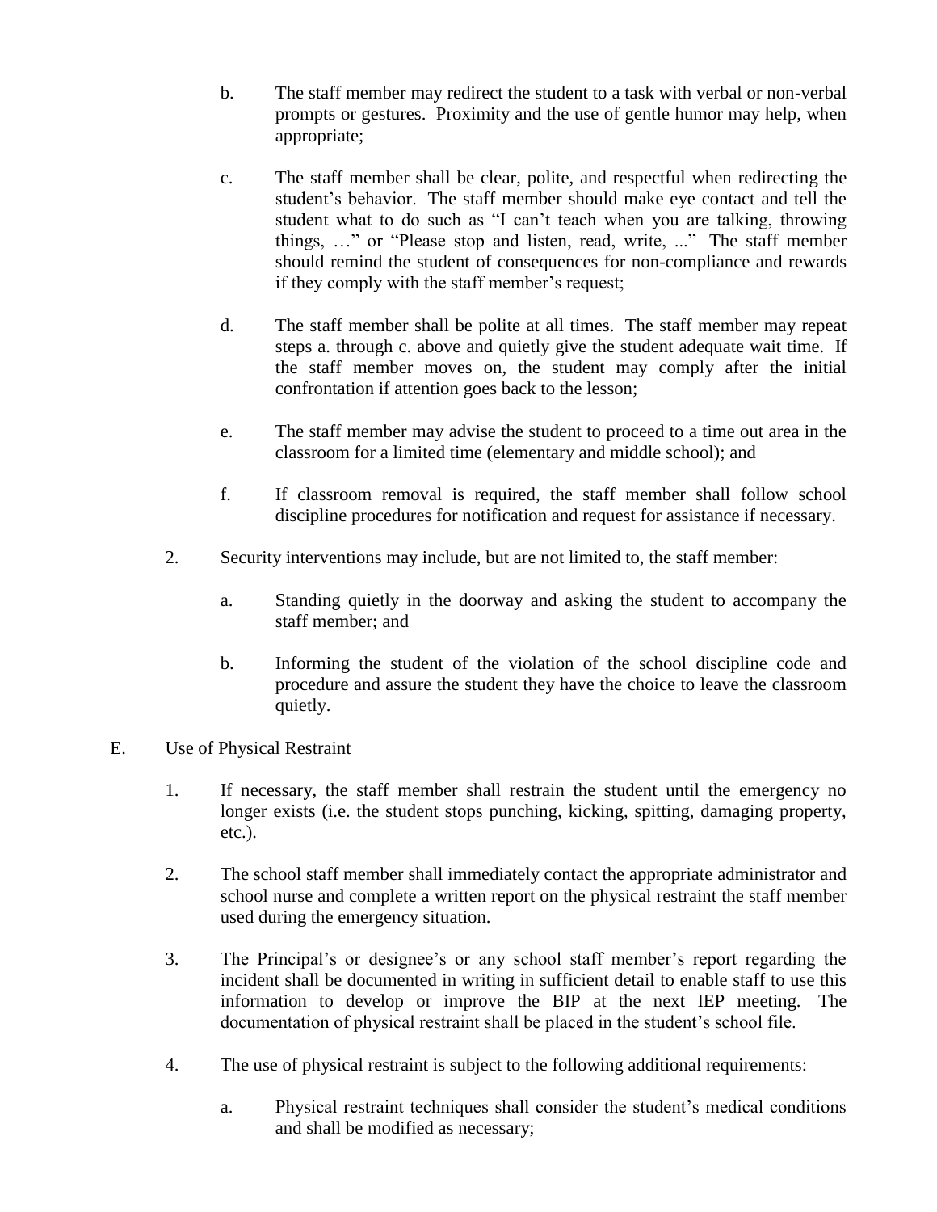b. The staff member may redirect the student to a task with verbal or non-verbal prompts or gestures. Proximity and the use of gentle humor may help, when appropriate;

c. The staff member shall be clear, polite, and respectful when redirecting the student's behavior. The staff member should make eye contact and tell the student what to do such as "I can't teach when you are talking, throwing things, …" or "Please stop and listen, read, write, ..." The staff member should remind the student of consequences for non-compliance and rewards if they comply with the staff member's request;

d. The staff member shall be polite at all times. The staff member may repeat steps a. through c. above and quietly give the student adequate wait time. If the staff member moves on, the student may comply after the initial confrontation if attention goes back to the lesson;

e. The staff member may advise the student to proceed to a time out area in the classroom for a limited time (elementary and middle school); and

f. If classroom removal is required, the staff member shall follow school discipline procedures for notification and request for assistance if necessary.

2. Security interventions may include, but are not limited to, the staff member:

   a. Standing quietly in the doorway and asking the student to accompany the staff member; and

   b. Informing the student of the violation of the school discipline code and procedure and assure the student they have the choice to leave the classroom quietly.

E. Use of Physical Restraint

1. If necessary, the staff member shall restrain the student until the emergency no longer exists (i.e. the student stops punching, kicking, spitting, damaging property, etc.).

2. The school staff member shall immediately contact the appropriate administrator and school nurse and complete a written report on the physical restraint the staff member used during the emergency situation.

3. The Principal's or designee's or any school staff member's report regarding the incident shall be documented in writing in sufficient detail to enable staff to use this information to develop or improve the BIP at the next IEP meeting. The documentation of physical restraint shall be placed in the student's school file.

4. The use of physical restraint is subject to the following additional requirements:

   a. Physical restraint techniques shall consider the student's medical conditions and shall be modified as necessary;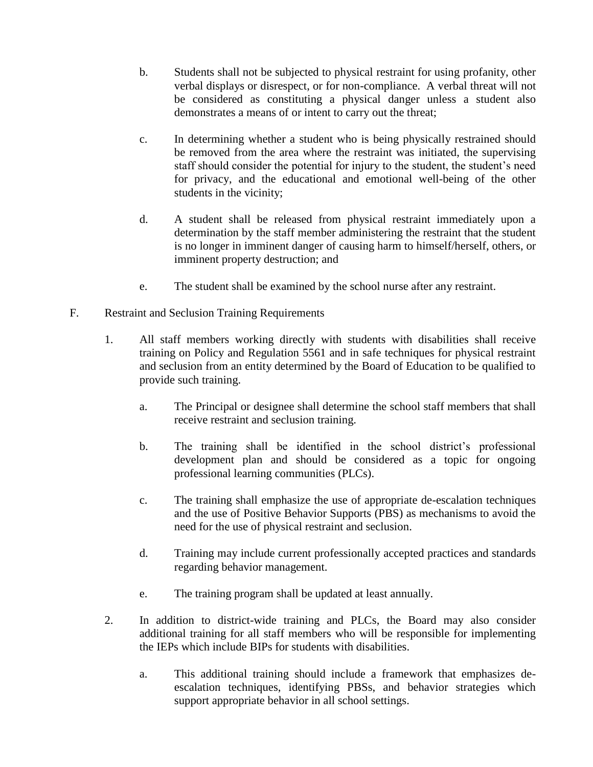b. Students shall not be subjected to physical restraint for using profanity, other verbal displays or disrespect, or for non-compliance. A verbal threat will not be considered as constituting a physical danger unless a student also demonstrates a means of or intent to carry out the threat;

c. In determining whether a student who is being physically restrained should be removed from the area where the restraint was initiated, the supervising staff should consider the potential for injury to the student, the student's need for privacy, and the educational and emotional well-being of the other students in the vicinity;

d. A student shall be released from physical restraint immediately upon a determination by the staff member administering the restraint that the student is no longer in imminent danger of causing harm to himself/herself, others, or imminent property destruction; and

e. The student shall be examined by the school nurse after any restraint.

F. Restraint and Seclusion Training Requirements

1. All staff members working directly with students with disabilities shall receive training on Policy and Regulation 5561 and in safe techniques for physical restraint and seclusion from an entity determined by the Board of Education to be qualified to provide such training.

   a. The Principal or designee shall determine the school staff members that shall receive restraint and seclusion training.

   b. The training shall be identified in the school district's professional development plan and should be considered as a topic for ongoing professional learning communities (PLCs).

   c. The training shall emphasize the use of appropriate de-escalation techniques and the use of Positive Behavior Supports (PBS) as mechanisms to avoid the need for the use of physical restraint and seclusion.

   d. Training may include current professionally accepted practices and standards regarding behavior management.

   e. The training program shall be updated at least annually.

2. In addition to district-wide training and PLCs, the Board may also consider additional training for all staff members who will be responsible for implementing the IEPs which include BIPs for students with disabilities.

   a. This additional training should include a framework that emphasizes de-escalation techniques, identifying PBSs, and behavior strategies which support appropriate behavior in all school settings.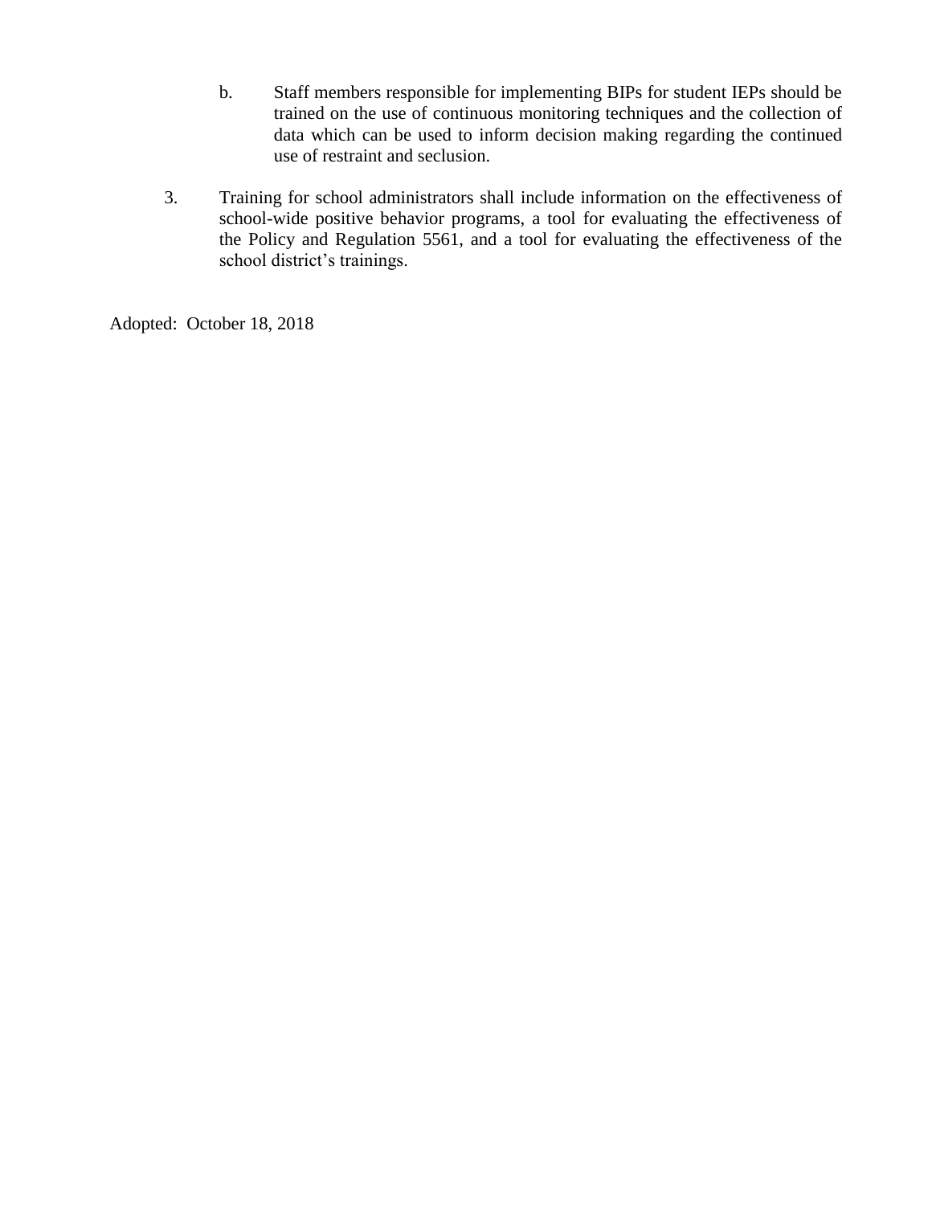b. Staff members responsible for implementing BIPs for student IEPs should be trained on the use of continuous monitoring techniques and the collection of data which can be used to inform decision making regarding the continued use of restraint and seclusion.

3. Training for school administrators shall include information on the effectiveness of school-wide positive behavior programs, a tool for evaluating the effectiveness of the Policy and Regulation 5561, and a tool for evaluating the effectiveness of the school district's trainings.

Adopted: October 18, 2018